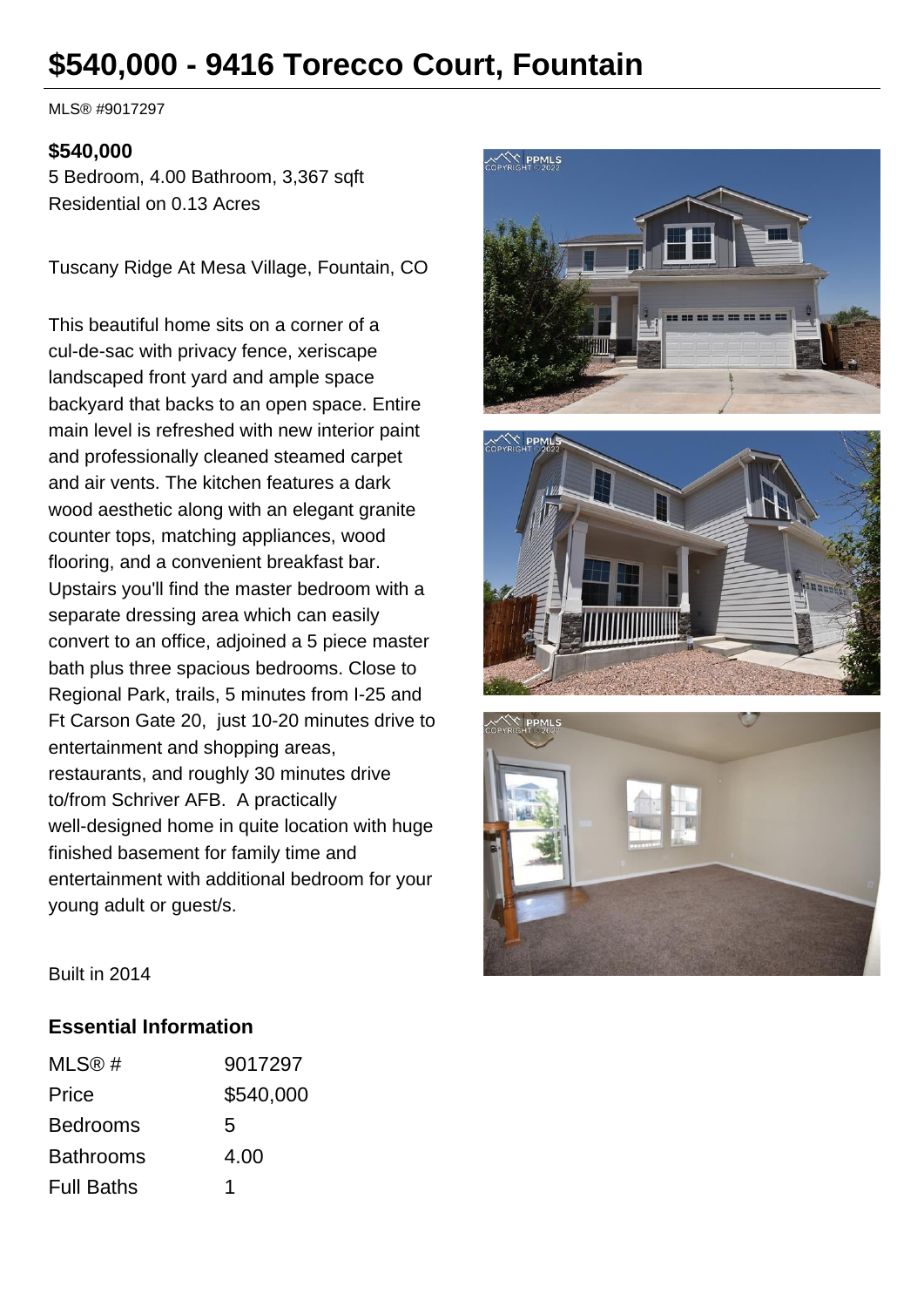# $540,000 - 9416 Torecco Court, Fountain

MLS® #9017297

**$540,000**

5 Bedroom, 4.00 Bathroom, 3,367 sqft

Residential on 0.13 Acres

Tuscany Ridge At Mesa Village, Fountain, CO

This beautiful home sits on a corner of a cul-de-sac with privacy fence, xeriscape landscaped front yard and ample space backyard that backs to an open space. Entire main level is refreshed with new interior paint and professionally cleaned steamed carpet and air vents. The kitchen features a dark wood aesthetic along with an elegant granite counter tops, matching appliances, wood flooring, and a convenient breakfast bar. Upstairs you'll find the master bedroom with a separate dressing area which can easily convert to an office, adjoined a 5 piece master bath plus three spacious bedrooms. Close to Regional Park, trails, 5 minutes from I-25 and Ft Carson Gate 20, just 10-20 minutes drive to entertainment and shopping areas, restaurants, and roughly 30 minutes drive to/from Schriver AFB. A practically well-designed home in quite location with huge finished basement for family time and entertainment with additional bedroom for your young adult or guest/s.

Built in 2014

## Essential Information

| | |
|---|---|
| MLS® # | 9017297 |
| Price | $540,000 |
| Bedrooms | 5 |
| Bathrooms | 4.00 |
| Full Baths | 1 |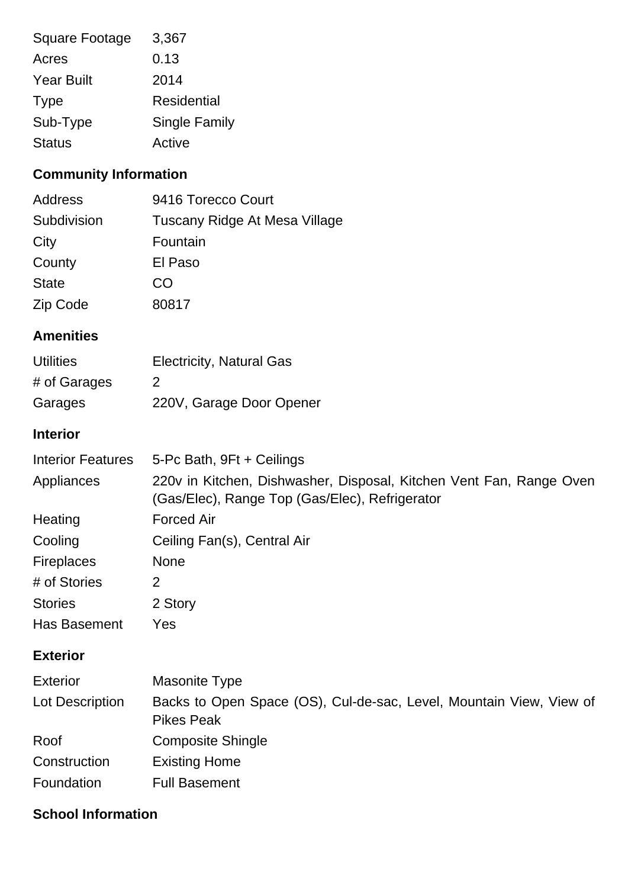| | |
|---|---|
| Square Footage | 3,367 |
| Acres | 0.13 |
| Year Built | 2014 |
| Type | Residential |
| Sub-Type | Single Family |
| Status | Active |

## Community Information

| | |
|---|---|
| Address | 9416 Torecco Court |
| Subdivision | Tuscany Ridge At Mesa Village |
| City | Fountain |
| County | El Paso |
| State | CO |
| Zip Code | 80817 |

## Amenities

| | |
|---|---|
| Utilities | Electricity, Natural Gas |
| # of Garages | 2 |
| Garages | 220V, Garage Door Opener |

## Interior

| | |
|---|---|
| Interior Features | 5-Pc Bath, 9Ft + Ceilings |
| Appliances | 220v in Kitchen, Dishwasher, Disposal, Kitchen Vent Fan, Range Oven (Gas/Elec), Range Top (Gas/Elec), Refrigerator |
| Heating | Forced Air |
| Cooling | Ceiling Fan(s), Central Air |
| Fireplaces | None |
| # of Stories | 2 |
| Stories | 2 Story |
| Has Basement | Yes |

## Exterior

| | |
|---|---|
| Exterior | Masonite Type |
| Lot Description | Backs to Open Space (OS), Cul-de-sac, Level, Mountain View, View of Pikes Peak |
| Roof | Composite Shingle |
| Construction | Existing Home |
| Foundation | Full Basement |

## School Information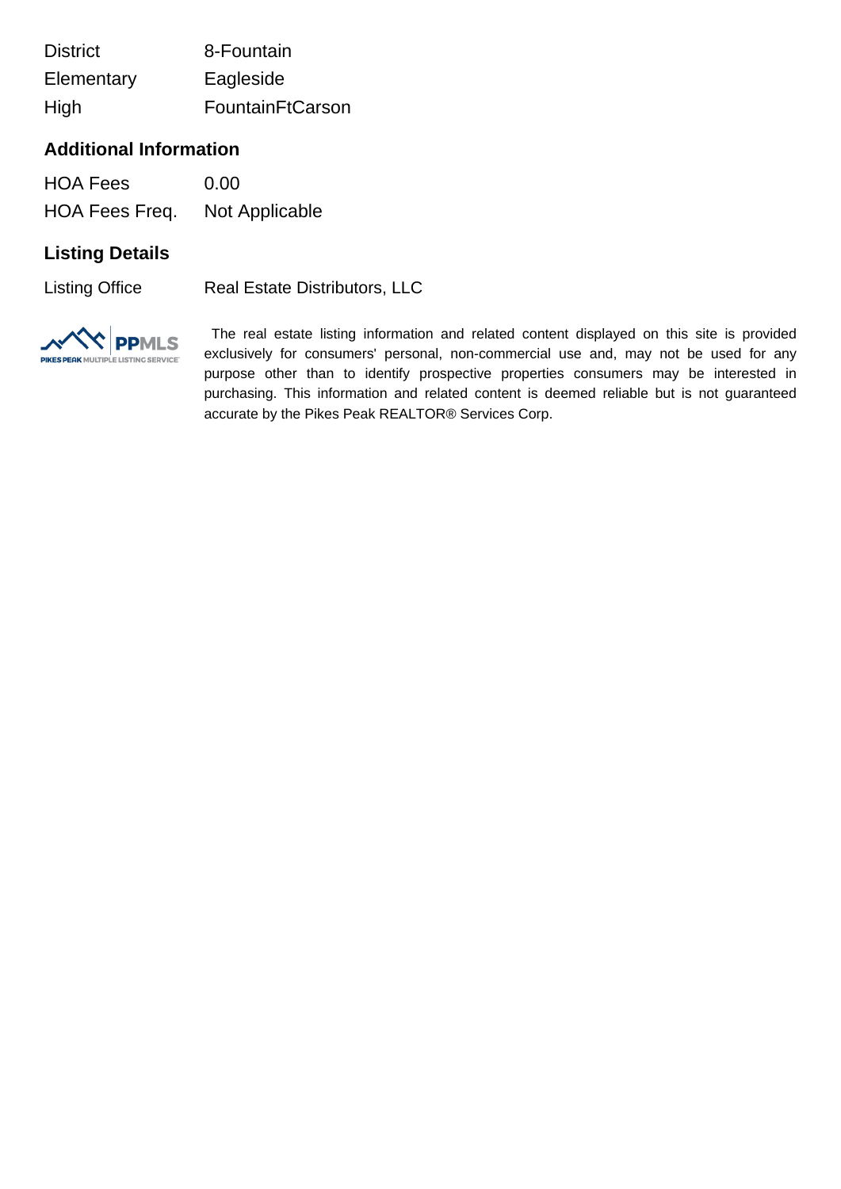| | |
|---|---|
| District | 8-Fountain |
| Elementary | Eagleside |
| High | FountainFtCarson |

### Additional Information

| | |
|---|---|
| HOA Fees | 0.00 |
| HOA Fees Freq. | Not Applicable |

### Listing Details

| | |
|---|---|
| Listing Office | Real Estate Distributors, LLC |

PPMLS PIKES PEAK MULTIPLE LISTING SERVICE

The real estate listing information and related content displayed on this site is provided exclusively for consumers' personal, non-commercial use and, may not be used for any purpose other than to identify prospective properties consumers may be interested in purchasing. This information and related content is deemed reliable but is not guaranteed accurate by the Pikes Peak REALTOR® Services Corp.